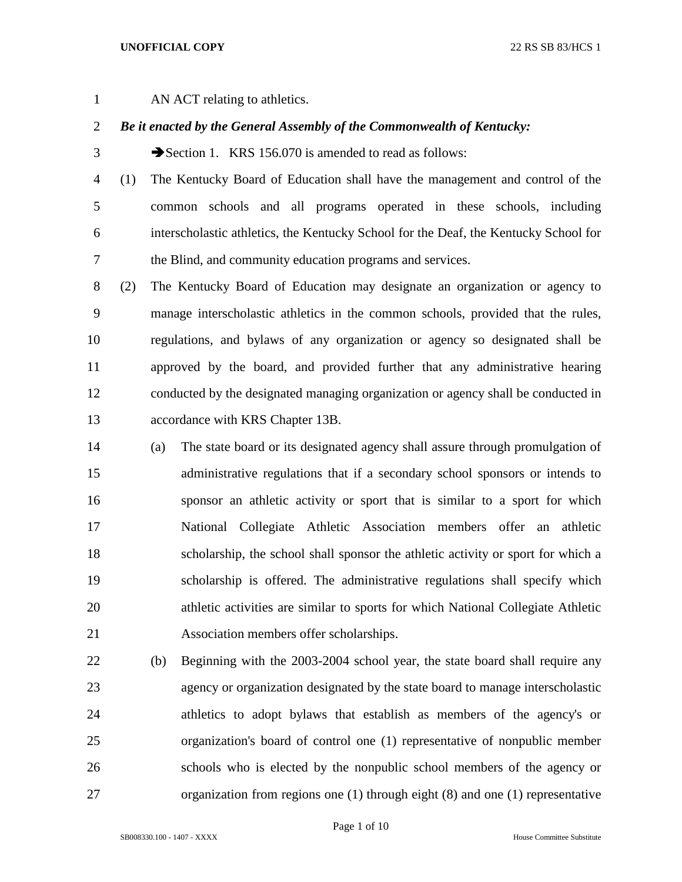AN ACT relating to athletics.

***Be it enacted by the General Assembly of the Commonwealth of Kentucky:***

➔Section 1. KRS 156.070 is amended to read as follows:

(1) The Kentucky Board of Education shall have the management and control of the common schools and all programs operated in these schools, including interscholastic athletics, the Kentucky School for the Deaf, the Kentucky School for the Blind, and community education programs and services.

(2) The Kentucky Board of Education may designate an organization or agency to manage interscholastic athletics in the common schools, provided that the rules, regulations, and bylaws of any organization or agency so designated shall be approved by the board, and provided further that any administrative hearing conducted by the designated managing organization or agency shall be conducted in accordance with KRS Chapter 13B.

(a) The state board or its designated agency shall assure through promulgation of administrative regulations that if a secondary school sponsors or intends to sponsor an athletic activity or sport that is similar to a sport for which National Collegiate Athletic Association members offer an athletic scholarship, the school shall sponsor the athletic activity or sport for which a scholarship is offered. The administrative regulations shall specify which athletic activities are similar to sports for which National Collegiate Athletic Association members offer scholarships.

(b) Beginning with the 2003-2004 school year, the state board shall require any agency or organization designated by the state board to manage interscholastic athletics to adopt bylaws that establish as members of the agency's or organization's board of control one (1) representative of nonpublic member schools who is elected by the nonpublic school members of the agency or organization from regions one (1) through eight (8) and one (1) representative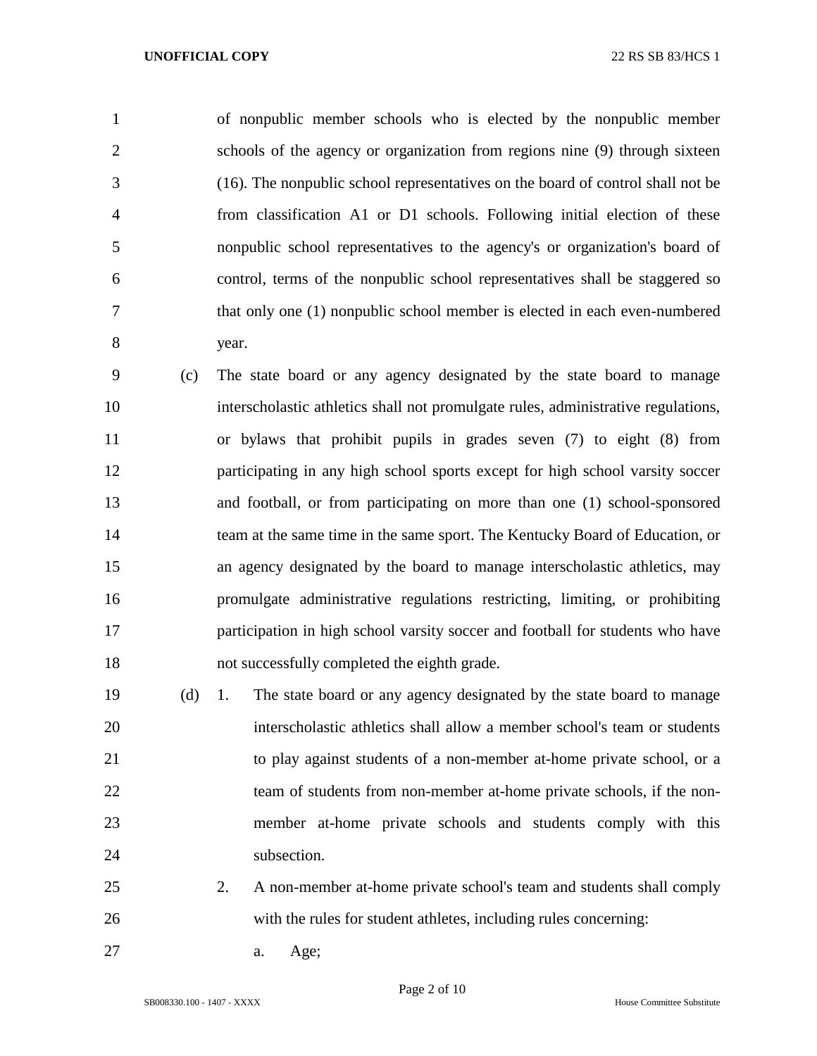of nonpublic member schools who is elected by the nonpublic member schools of the agency or organization from regions nine (9) through sixteen (16). The nonpublic school representatives on the board of control shall not be from classification A1 or D1 schools. Following initial election of these nonpublic school representatives to the agency's or organization's board of control, terms of the nonpublic school representatives shall be staggered so that only one (1) nonpublic school member is elected in each even-numbered year.

(c) The state board or any agency designated by the state board to manage interscholastic athletics shall not promulgate rules, administrative regulations, or bylaws that prohibit pupils in grades seven (7) to eight (8) from participating in any high school sports except for high school varsity soccer and football, or from participating on more than one (1) school-sponsored team at the same time in the same sport. The Kentucky Board of Education, or an agency designated by the board to manage interscholastic athletics, may promulgate administrative regulations restricting, limiting, or prohibiting participation in high school varsity soccer and football for students who have not successfully completed the eighth grade.

(d) 1. The state board or any agency designated by the state board to manage interscholastic athletics shall allow a member school's team or students to play against students of a non-member at-home private school, or a team of students from non-member at-home private schools, if the non-member at-home private schools and students comply with this subsection.

2. A non-member at-home private school's team and students shall comply with the rules for student athletes, including rules concerning:

a. Age;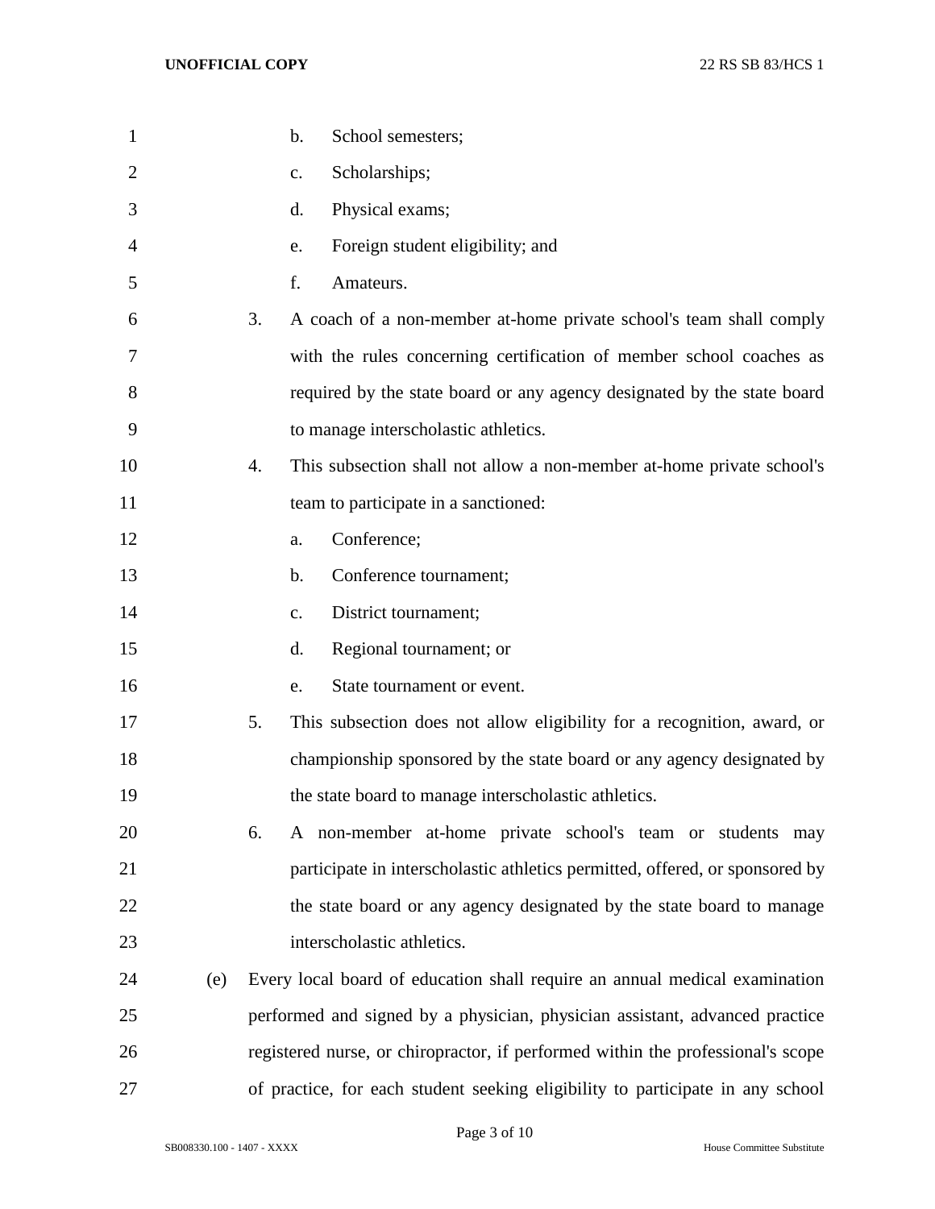b. School semesters;

c. Scholarships;

d. Physical exams;

e. Foreign student eligibility; and

f. Amateurs.

3. A coach of a non-member at-home private school's team shall comply with the rules concerning certification of member school coaches as required by the state board or any agency designated by the state board to manage interscholastic athletics.

4. This subsection shall not allow a non-member at-home private school's team to participate in a sanctioned:

a. Conference;

b. Conference tournament;

c. District tournament;

d. Regional tournament; or

e. State tournament or event.

5. This subsection does not allow eligibility for a recognition, award, or championship sponsored by the state board or any agency designated by the state board to manage interscholastic athletics.

6. A non-member at-home private school's team or students may participate in interscholastic athletics permitted, offered, or sponsored by the state board or any agency designated by the state board to manage interscholastic athletics.

(e) Every local board of education shall require an annual medical examination performed and signed by a physician, physician assistant, advanced practice registered nurse, or chiropractor, if performed within the professional's scope of practice, for each student seeking eligibility to participate in any school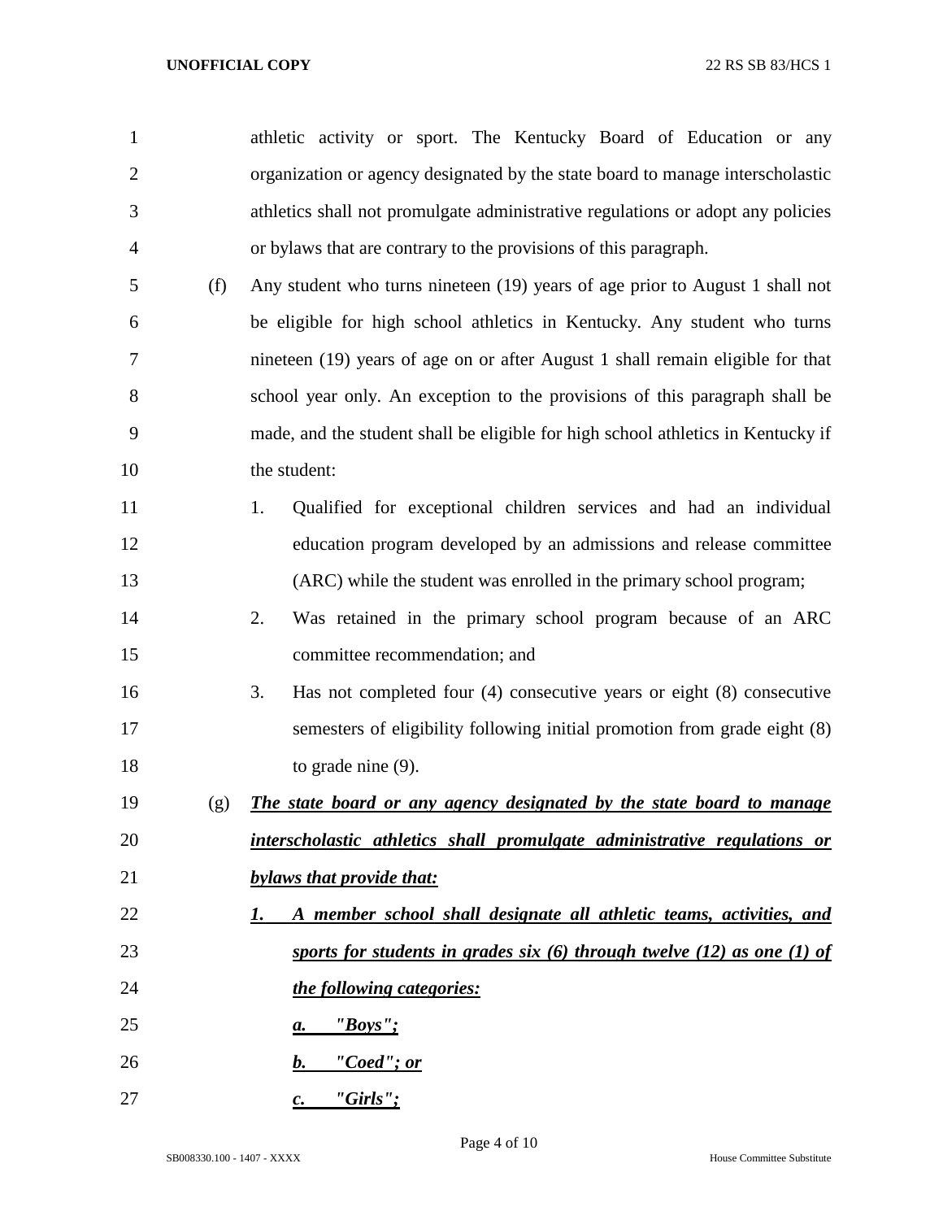athletic activity or sport. The Kentucky Board of Education or any organization or agency designated by the state board to manage interscholastic athletics shall not promulgate administrative regulations or adopt any policies or bylaws that are contrary to the provisions of this paragraph.

(f) Any student who turns nineteen (19) years of age prior to August 1 shall not be eligible for high school athletics in Kentucky. Any student who turns nineteen (19) years of age on or after August 1 shall remain eligible for that school year only. An exception to the provisions of this paragraph shall be made, and the student shall be eligible for high school athletics in Kentucky if the student:

1. Qualified for exceptional children services and had an individual education program developed by an admissions and release committee (ARC) while the student was enrolled in the primary school program;
2. Was retained in the primary school program because of an ARC committee recommendation; and
3. Has not completed four (4) consecutive years or eight (8) consecutive semesters of eligibility following initial promotion from grade eight (8) to grade nine (9).

(g) ***The state board or any agency designated by the state board to manage interscholastic athletics shall promulgate administrative regulations or bylaws that provide that:***

***1. A member school shall designate all athletic teams, activities, and sports for students in grades six (6) through twelve (12) as one (1) of the following categories:***

***a. "Boys";***

***b. "Coed"; or***

***c. "Girls";***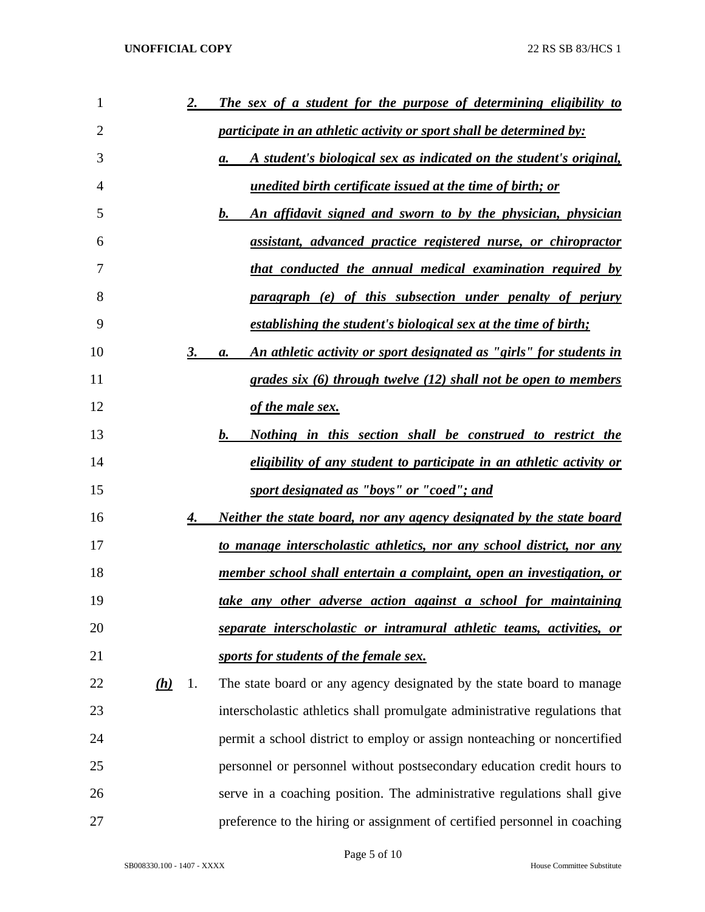***2. The sex of a student for the purpose of determining eligibility to participate in an athletic activity or sport shall be determined by:***

***a. A student's biological sex as indicated on the student's original, unedited birth certificate issued at the time of birth; or***

***b. An affidavit signed and sworn to by the physician, physician assistant, advanced practice registered nurse, or chiropractor that conducted the annual medical examination required by paragraph (e) of this subsection under penalty of perjury establishing the student's biological sex at the time of birth;***

***3. a. An athletic activity or sport designated as "girls" for students in grades six (6) through twelve (12) shall not be open to members of the male sex.***

***b. Nothing in this section shall be construed to restrict the eligibility of any student to participate in an athletic activity or sport designated as "boys" or "coed"; and***

***4. Neither the state board, nor any agency designated by the state board to manage interscholastic athletics, nor any school district, nor any member school shall entertain a complaint, open an investigation, or take any other adverse action against a school for maintaining separate interscholastic or intramural athletic teams, activities, or sports for students of the female sex.***

***(h)*** 1. The state board or any agency designated by the state board to manage interscholastic athletics shall promulgate administrative regulations that permit a school district to employ or assign nonteaching or noncertified personnel or personnel without postsecondary education credit hours to serve in a coaching position. The administrative regulations shall give preference to the hiring or assignment of certified personnel in coaching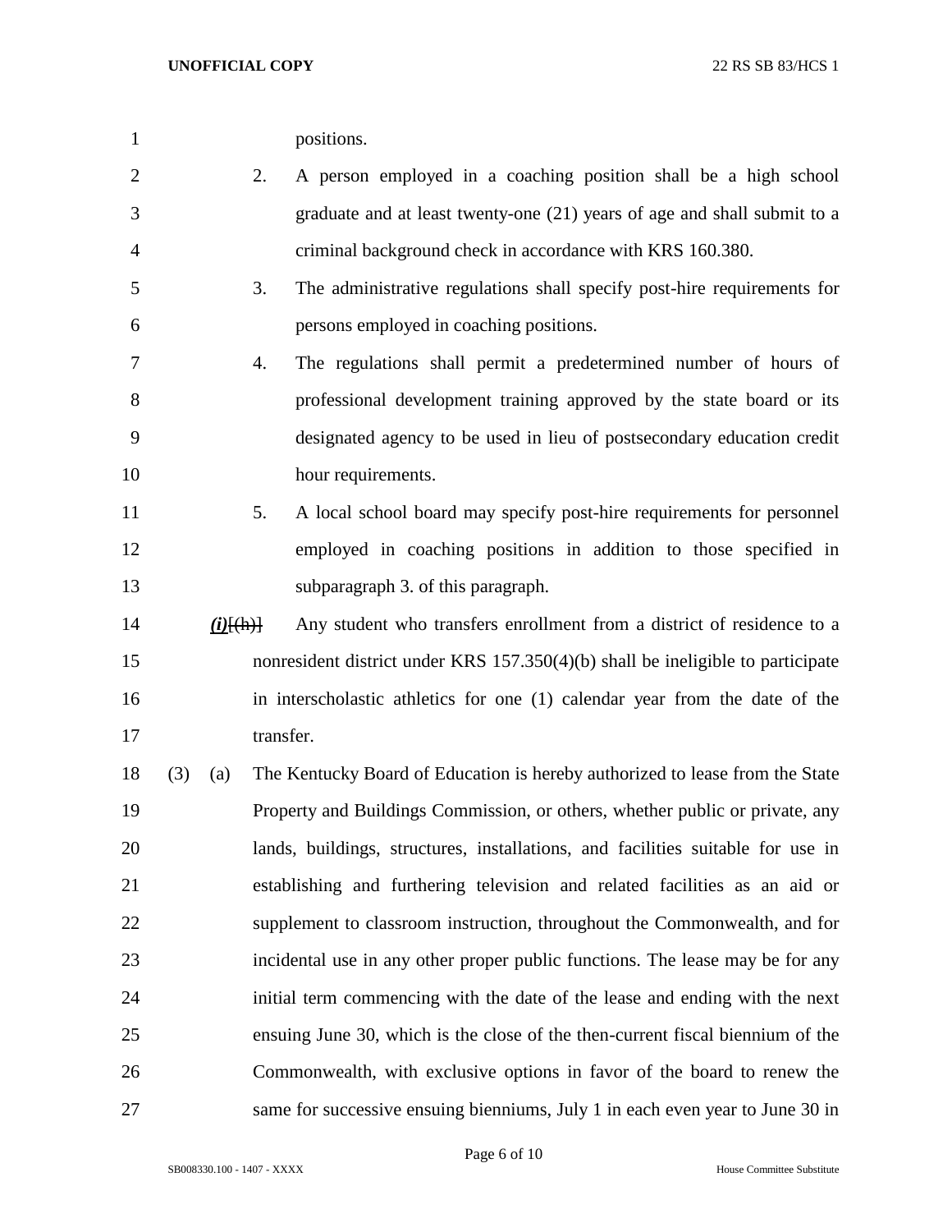positions.

2. A person employed in a coaching position shall be a high school graduate and at least twenty-one (21) years of age and shall submit to a criminal background check in accordance with KRS 160.380.

3. The administrative regulations shall specify post-hire requirements for persons employed in coaching positions.

4. The regulations shall permit a predetermined number of hours of professional development training approved by the state board or its designated agency to be used in lieu of postsecondary education credit hour requirements.

5. A local school board may specify post-hire requirements for personnel employed in coaching positions in addition to those specified in subparagraph 3. of this paragraph.

***(i)***~~[(h)]~~ Any student who transfers enrollment from a district of residence to a nonresident district under KRS 157.350(4)(b) shall be ineligible to participate in interscholastic athletics for one (1) calendar year from the date of the transfer.

(3) (a) The Kentucky Board of Education is hereby authorized to lease from the State Property and Buildings Commission, or others, whether public or private, any lands, buildings, structures, installations, and facilities suitable for use in establishing and furthering television and related facilities as an aid or supplement to classroom instruction, throughout the Commonwealth, and for incidental use in any other proper public functions. The lease may be for any initial term commencing with the date of the lease and ending with the next ensuing June 30, which is the close of the then-current fiscal biennium of the Commonwealth, with exclusive options in favor of the board to renew the same for successive ensuing bienniums, July 1 in each even year to June 30 in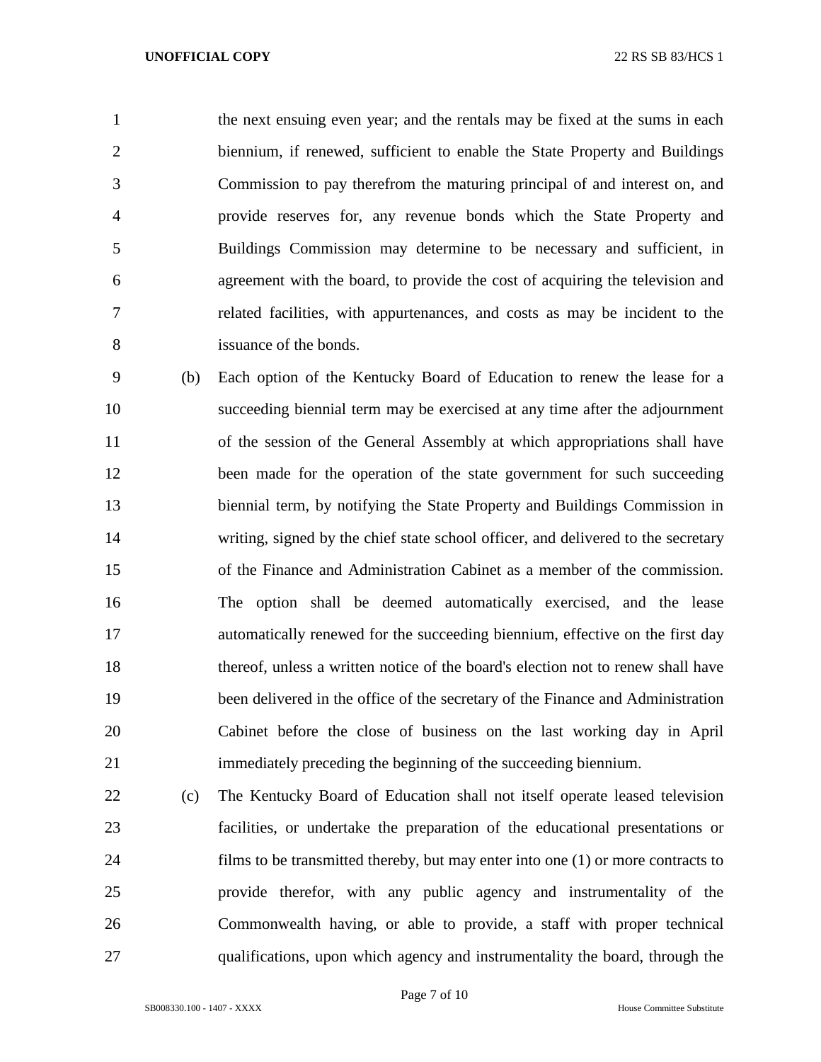the next ensuing even year; and the rentals may be fixed at the sums in each biennium, if renewed, sufficient to enable the State Property and Buildings Commission to pay therefrom the maturing principal of and interest on, and provide reserves for, any revenue bonds which the State Property and Buildings Commission may determine to be necessary and sufficient, in agreement with the board, to provide the cost of acquiring the television and related facilities, with appurtenances, and costs as may be incident to the issuance of the bonds.

(b) Each option of the Kentucky Board of Education to renew the lease for a succeeding biennial term may be exercised at any time after the adjournment of the session of the General Assembly at which appropriations shall have been made for the operation of the state government for such succeeding biennial term, by notifying the State Property and Buildings Commission in writing, signed by the chief state school officer, and delivered to the secretary of the Finance and Administration Cabinet as a member of the commission. The option shall be deemed automatically exercised, and the lease automatically renewed for the succeeding biennium, effective on the first day thereof, unless a written notice of the board's election not to renew shall have been delivered in the office of the secretary of the Finance and Administration Cabinet before the close of business on the last working day in April immediately preceding the beginning of the succeeding biennium.

(c) The Kentucky Board of Education shall not itself operate leased television facilities, or undertake the preparation of the educational presentations or films to be transmitted thereby, but may enter into one (1) or more contracts to provide therefor, with any public agency and instrumentality of the Commonwealth having, or able to provide, a staff with proper technical qualifications, upon which agency and instrumentality the board, through the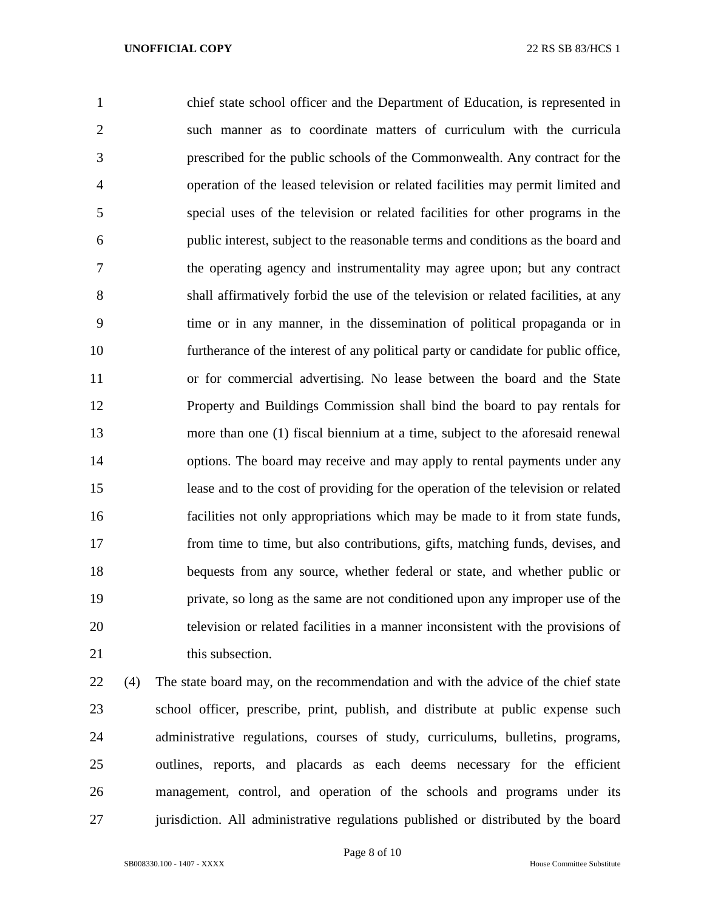chief state school officer and the Department of Education, is represented in such manner as to coordinate matters of curriculum with the curricula prescribed for the public schools of the Commonwealth. Any contract for the operation of the leased television or related facilities may permit limited and special uses of the television or related facilities for other programs in the public interest, subject to the reasonable terms and conditions as the board and the operating agency and instrumentality may agree upon; but any contract shall affirmatively forbid the use of the television or related facilities, at any time or in any manner, in the dissemination of political propaganda or in furtherance of the interest of any political party or candidate for public office, or for commercial advertising. No lease between the board and the State Property and Buildings Commission shall bind the board to pay rentals for more than one (1) fiscal biennium at a time, subject to the aforesaid renewal options. The board may receive and may apply to rental payments under any lease and to the cost of providing for the operation of the television or related facilities not only appropriations which may be made to it from state funds, from time to time, but also contributions, gifts, matching funds, devises, and bequests from any source, whether federal or state, and whether public or private, so long as the same are not conditioned upon any improper use of the television or related facilities in a manner inconsistent with the provisions of this subsection.

(4) The state board may, on the recommendation and with the advice of the chief state school officer, prescribe, print, publish, and distribute at public expense such administrative regulations, courses of study, curriculums, bulletins, programs, outlines, reports, and placards as each deems necessary for the efficient management, control, and operation of the schools and programs under its jurisdiction. All administrative regulations published or distributed by the board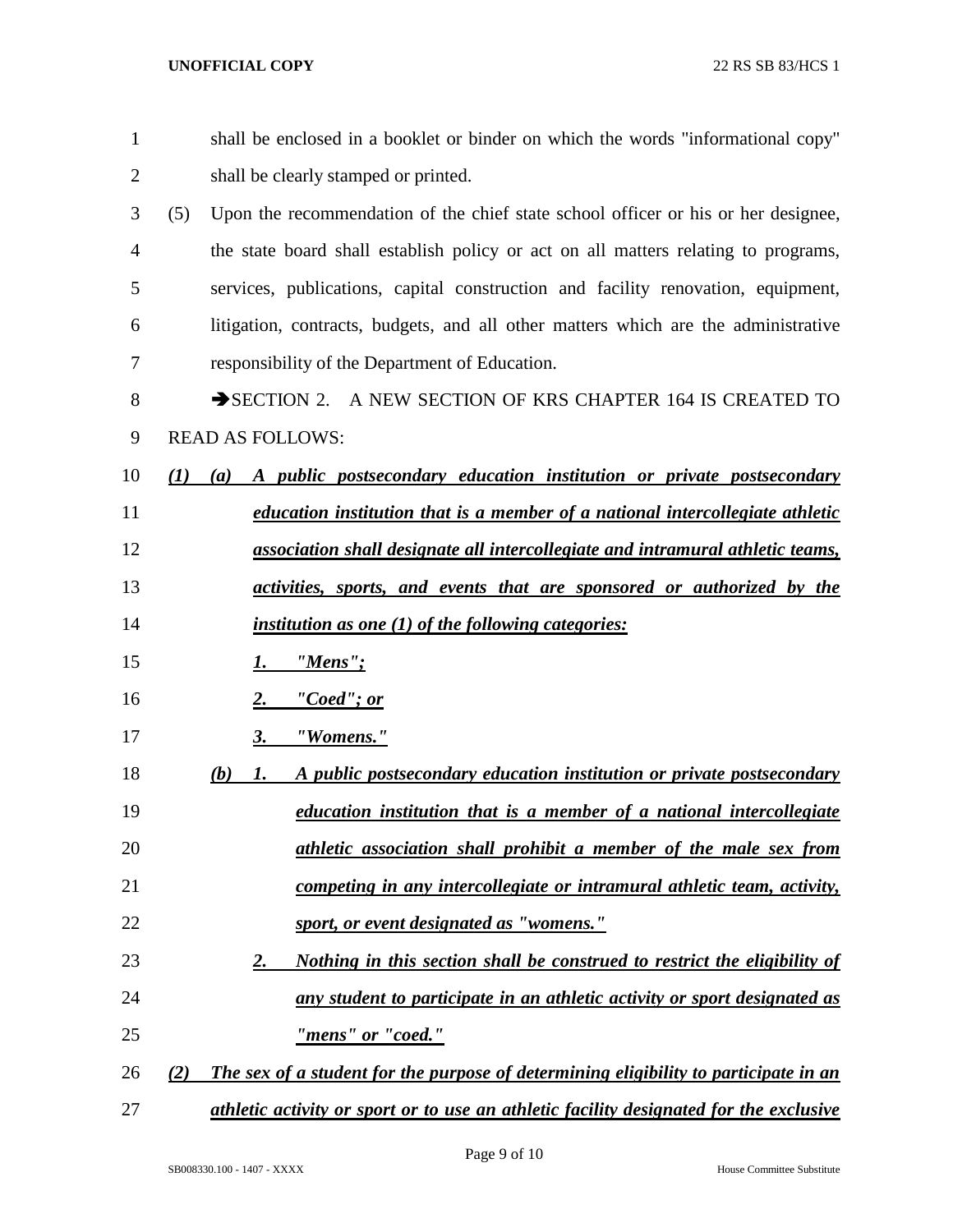shall be enclosed in a booklet or binder on which the words "informational copy" shall be clearly stamped or printed.

(5) Upon the recommendation of the chief state school officer or his or her designee, the state board shall establish policy or act on all matters relating to programs, services, publications, capital construction and facility renovation, equipment, litigation, contracts, budgets, and all other matters which are the administrative responsibility of the Department of Education.

➔SECTION 2. A NEW SECTION OF KRS CHAPTER 164 IS CREATED TO READ AS FOLLOWS:

***(1) (a) A public postsecondary education institution or private postsecondary education institution that is a member of a national intercollegiate athletic association shall designate all intercollegiate and intramural athletic teams, activities, sports, and events that are sponsored or authorized by the institution as one (1) of the following categories:***

***1. "Mens";***

***2. "Coed"; or***

***3. "Womens."***

***(b) 1. A public postsecondary education institution or private postsecondary education institution that is a member of a national intercollegiate athletic association shall prohibit a member of the male sex from competing in any intercollegiate or intramural athletic team, activity, sport, or event designated as "womens."***

***2. Nothing in this section shall be construed to restrict the eligibility of any student to participate in an athletic activity or sport designated as "mens" or "coed."***

***(2) The sex of a student for the purpose of determining eligibility to participate in an athletic activity or sport or to use an athletic facility designated for the exclusive***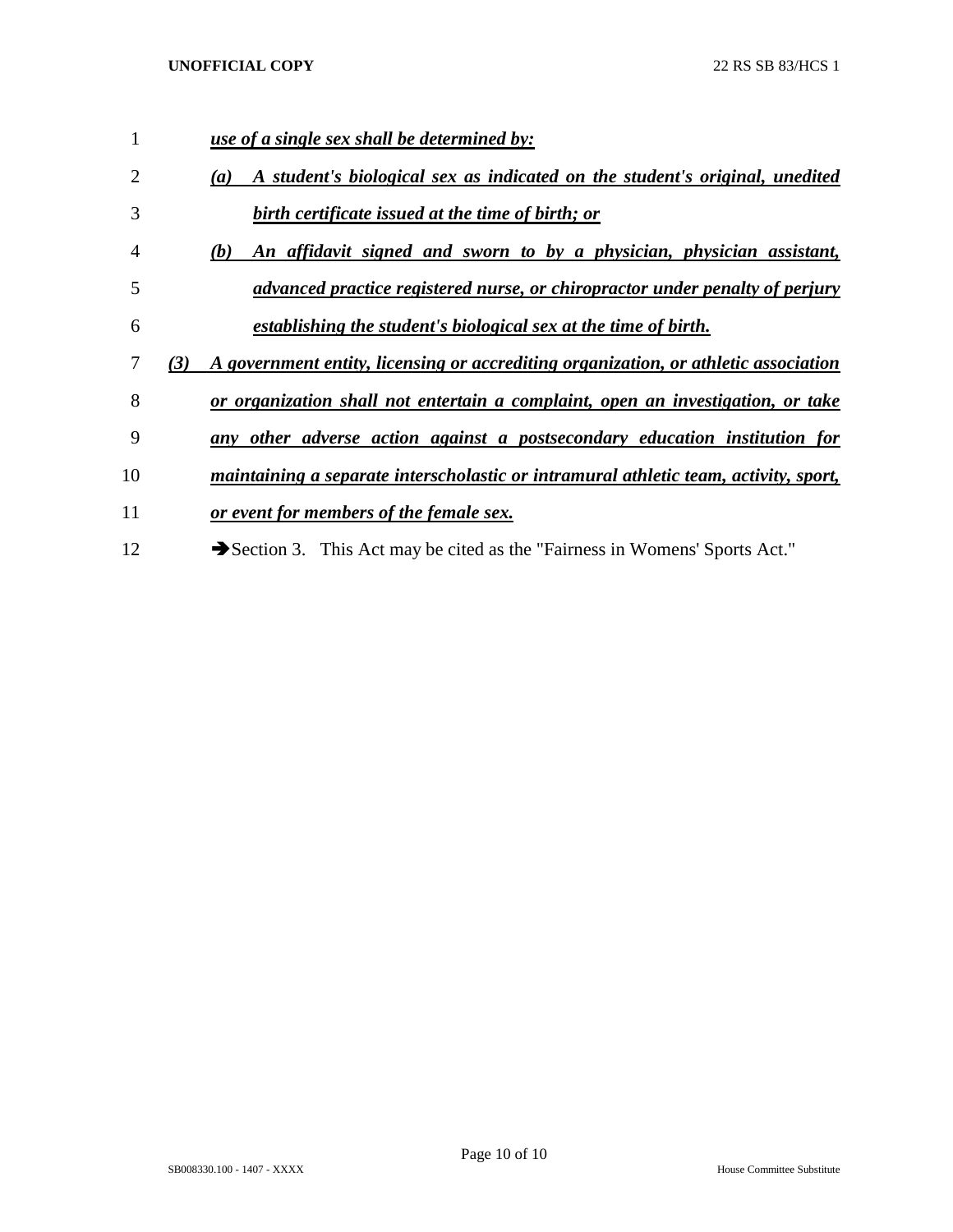***use of a single sex shall be determined by:***

***(a) A student's biological sex as indicated on the student's original, unedited birth certificate issued at the time of birth; or***

***(b) An affidavit signed and sworn to by a physician, physician assistant, advanced practice registered nurse, or chiropractor under penalty of perjury establishing the student's biological sex at the time of birth.***

***(3) A government entity, licensing or accrediting organization, or athletic association or organization shall not entertain a complaint, open an investigation, or take any other adverse action against a postsecondary education institution for maintaining a separate interscholastic or intramural athletic team, activity, sport, or event for members of the female sex.***

➔Section 3. This Act may be cited as the "Fairness in Womens' Sports Act."